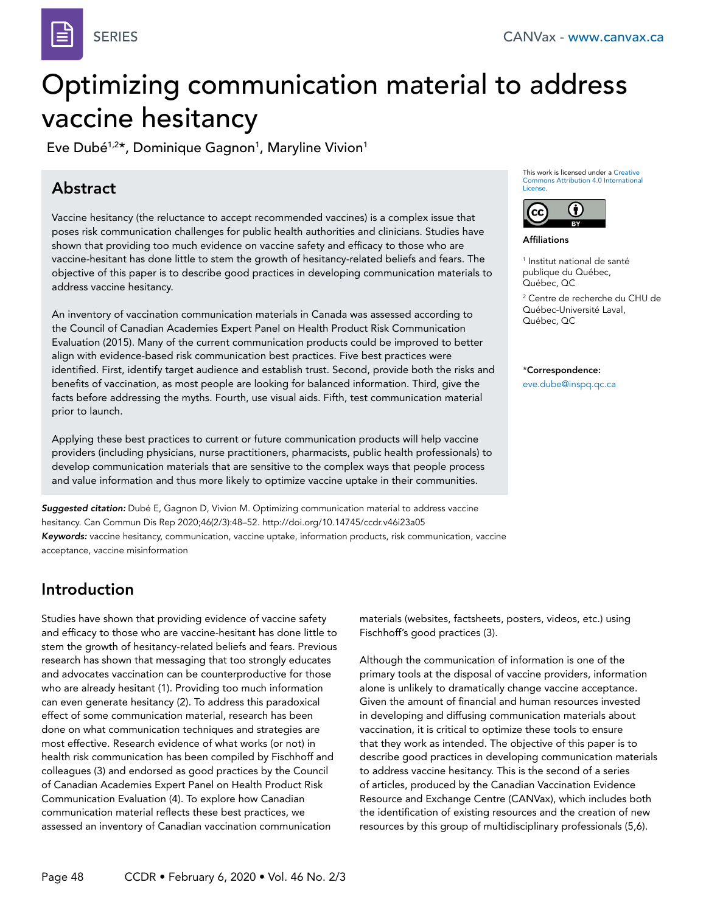SERIES

# Optimizing communication material to address vaccine hesitancy

Eve Dubé[1,2]*, Dominique Gagnon[1], Maryline Vivion[1]

## Abstract

Vaccine hesitancy (the reluctance to accept recommended vaccines) is a complex issue that poses risk communication challenges for public health authorities and clinicians. Studies have shown that providing too much evidence on vaccine safety and efficacy to those who are vaccine-hesitant has done little to stem the growth of hesitancy-related beliefs and fears. The objective of this paper is to describe good practices in developing communication materials to address vaccine hesitancy.

An inventory of vaccination communication materials in Canada was assessed according to the Council of Canadian Academies Expert Panel on Health Product Risk Communication Evaluation (2015). Many of the current communication products could be improved to better align with evidence-based risk communication best practices. Five best practices were identified. First, identify target audience and establish trust. Second, provide both the risks and benefits of vaccination, as most people are looking for balanced information. Third, give the facts before addressing the myths. Fourth, use visual aids. Fifth, test communication material prior to launch.

Applying these best practices to current or future communication products will help vaccine providers (including physicians, nurse practitioners, pharmacists, public health professionals) to develop communication materials that are sensitive to the complex ways that people process and value information and thus more likely to optimize vaccine uptake in their communities.

This work is licensed under a Creative Commons Attribution 4.0 International License.

**Affiliations**

[1] Institut national de santé publique du Québec, Québec, QC

[2] Centre de recherche du CHU de Québec-Université Laval, Québec, QC

***Correspondence:**
eve.dube@inspq.qc.ca

***Suggested citation:*** Dubé E, Gagnon D, Vivion M. Optimizing communication material to address vaccine hesitancy. Can Commun Dis Rep 2020;46(2/3):48–52. http://doi.org/10.14745/ccdr.v46i23a05

***Keywords:*** vaccine hesitancy, communication, vaccine uptake, information products, risk communication, vaccine acceptance, vaccine misinformation

## Introduction

Studies have shown that providing evidence of vaccine safety and efficacy to those who are vaccine-hesitant has done little to stem the growth of hesitancy-related beliefs and fears. Previous research has shown that messaging that too strongly educates and advocates vaccination can be counterproductive for those who are already hesitant (1). Providing too much information can even generate hesitancy (2). To address this paradoxical effect of some communication material, research has been done on what communication techniques and strategies are most effective. Research evidence of what works (or not) in health risk communication has been compiled by Fischhoff and colleagues (3) and endorsed as good practices by the Council of Canadian Academies Expert Panel on Health Product Risk Communication Evaluation (4). To explore how Canadian communication material reflects these best practices, we assessed an inventory of Canadian vaccination communication materials (websites, factsheets, posters, videos, etc.) using Fischhoff's good practices (3).

Although the communication of information is one of the primary tools at the disposal of vaccine providers, information alone is unlikely to dramatically change vaccine acceptance. Given the amount of financial and human resources invested in developing and diffusing communication materials about vaccination, it is critical to optimize these tools to ensure that they work as intended. The objective of this paper is to describe good practices in developing communication materials to address vaccine hesitancy. This is the second of a series of articles, produced by the Canadian Vaccination Evidence Resource and Exchange Centre (CANVax), which includes both the identification of existing resources and the creation of new resources by this group of multidisciplinary professionals (5,6).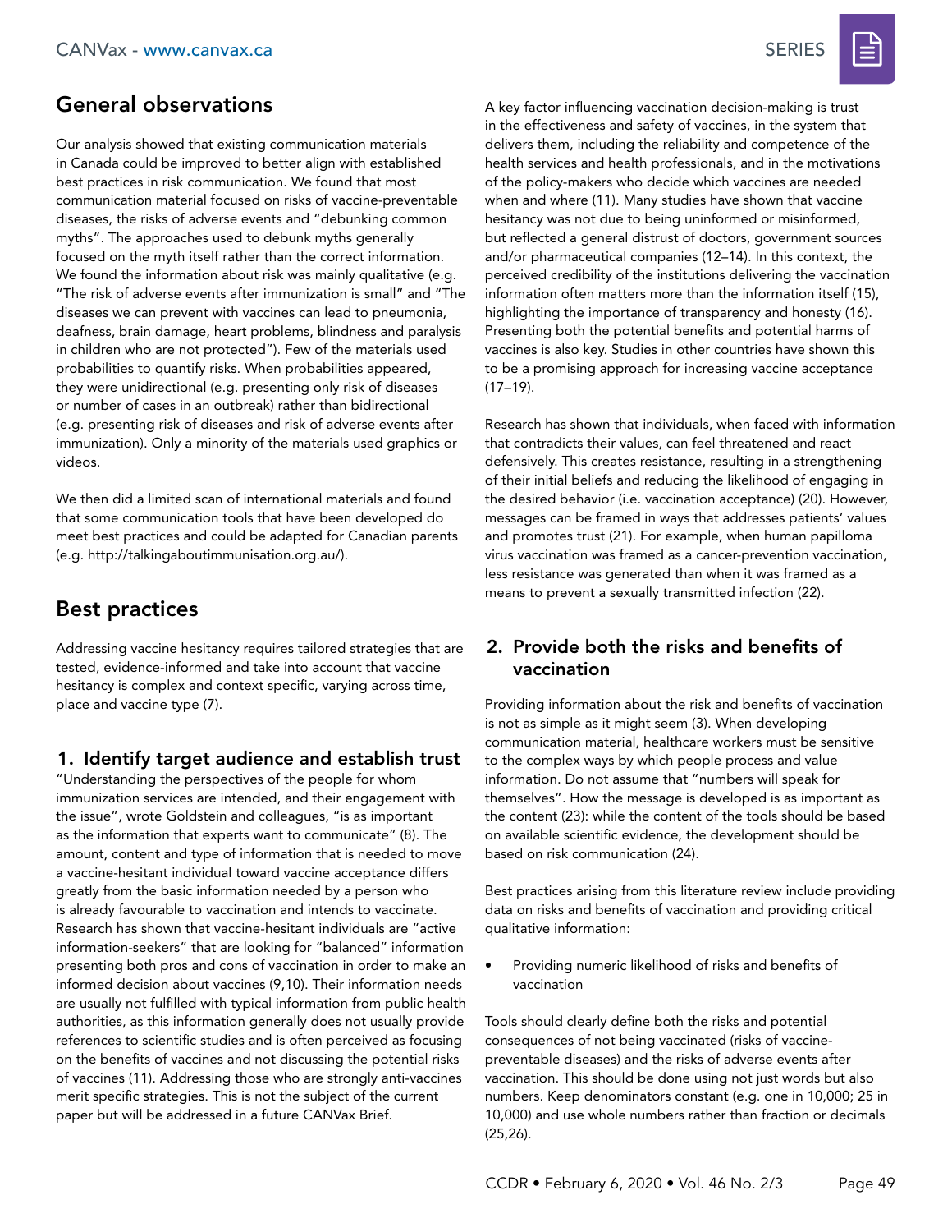## General observations

Our analysis showed that existing communication materials in Canada could be improved to better align with established best practices in risk communication. We found that most communication material focused on risks of vaccine-preventable diseases, the risks of adverse events and "debunking common myths". The approaches used to debunk myths generally focused on the myth itself rather than the correct information. We found the information about risk was mainly qualitative (e.g. "The risk of adverse events after immunization is small" and "The diseases we can prevent with vaccines can lead to pneumonia, deafness, brain damage, heart problems, blindness and paralysis in children who are not protected"). Few of the materials used probabilities to quantify risks. When probabilities appeared, they were unidirectional (e.g. presenting only risk of diseases or number of cases in an outbreak) rather than bidirectional (e.g. presenting risk of diseases and risk of adverse events after immunization). Only a minority of the materials used graphics or videos.

We then did a limited scan of international materials and found that some communication tools that have been developed do meet best practices and could be adapted for Canadian parents (e.g. http://talkingaboutimmunisation.org.au/).

## Best practices

Addressing vaccine hesitancy requires tailored strategies that are tested, evidence-informed and take into account that vaccine hesitancy is complex and context specific, varying across time, place and vaccine type (7).

### 1. Identify target audience and establish trust

"Understanding the perspectives of the people for whom immunization services are intended, and their engagement with the issue", wrote Goldstein and colleagues, "is as important as the information that experts want to communicate" (8). The amount, content and type of information that is needed to move a vaccine-hesitant individual toward vaccine acceptance differs greatly from the basic information needed by a person who is already favourable to vaccination and intends to vaccinate. Research has shown that vaccine-hesitant individuals are "active information-seekers" that are looking for "balanced" information presenting both pros and cons of vaccination in order to make an informed decision about vaccines (9,10). Their information needs are usually not fulfilled with typical information from public health authorities, as this information generally does not usually provide references to scientific studies and is often perceived as focusing on the benefits of vaccines and not discussing the potential risks of vaccines (11). Addressing those who are strongly anti-vaccines merit specific strategies. This is not the subject of the current paper but will be addressed in a future CANVax Brief.

A key factor influencing vaccination decision-making is trust in the effectiveness and safety of vaccines, in the system that delivers them, including the reliability and competence of the health services and health professionals, and in the motivations of the policy-makers who decide which vaccines are needed when and where (11). Many studies have shown that vaccine hesitancy was not due to being uninformed or misinformed, but reflected a general distrust of doctors, government sources and/or pharmaceutical companies (12–14). In this context, the perceived credibility of the institutions delivering the vaccination information often matters more than the information itself (15), highlighting the importance of transparency and honesty (16). Presenting both the potential benefits and potential harms of vaccines is also key. Studies in other countries have shown this to be a promising approach for increasing vaccine acceptance (17–19).

Research has shown that individuals, when faced with information that contradicts their values, can feel threatened and react defensively. This creates resistance, resulting in a strengthening of their initial beliefs and reducing the likelihood of engaging in the desired behavior (i.e. vaccination acceptance) (20). However, messages can be framed in ways that addresses patients' values and promotes trust (21). For example, when human papilloma virus vaccination was framed as a cancer-prevention vaccination, less resistance was generated than when it was framed as a means to prevent a sexually transmitted infection (22).

### 2. Provide both the risks and benefits of vaccination

Providing information about the risk and benefits of vaccination is not as simple as it might seem (3). When developing communication material, healthcare workers must be sensitive to the complex ways by which people process and value information. Do not assume that "numbers will speak for themselves". How the message is developed is as important as the content (23): while the content of the tools should be based on available scientific evidence, the development should be based on risk communication (24).

Best practices arising from this literature review include providing data on risks and benefits of vaccination and providing critical qualitative information:

- Providing numeric likelihood of risks and benefits of vaccination

Tools should clearly define both the risks and potential consequences of not being vaccinated (risks of vaccine-preventable diseases) and the risks of adverse events after vaccination. This should be done using not just words but also numbers. Keep denominators constant (e.g. one in 10,000; 25 in 10,000) and use whole numbers rather than fraction or decimals (25,26).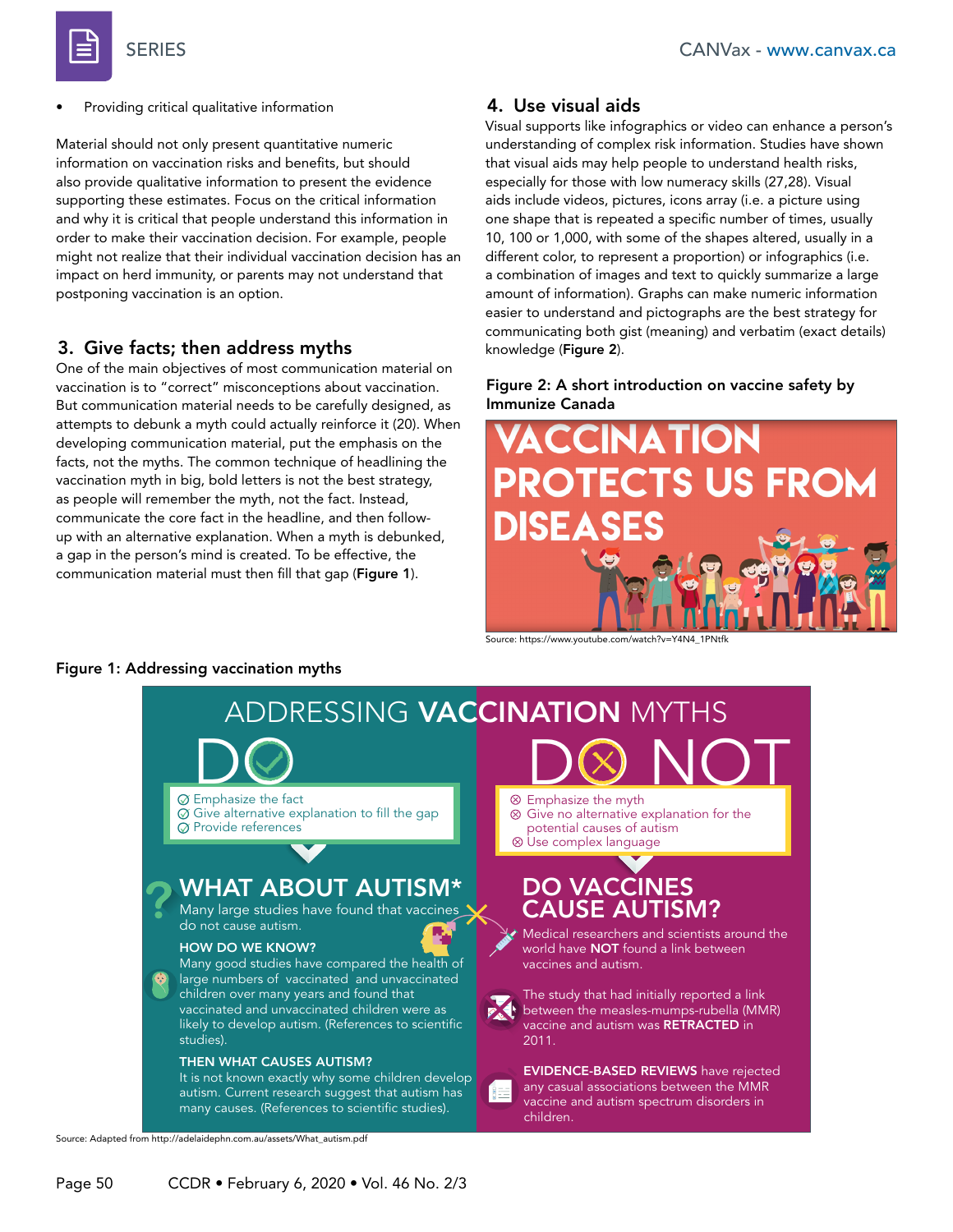- Providing critical qualitative information

Material should not only present quantitative numeric information on vaccination risks and benefits, but should also provide qualitative information to present the evidence supporting these estimates. Focus on the critical information and why it is critical that people understand this information in order to make their vaccination decision. For example, people might not realize that their individual vaccination decision has an impact on herd immunity, or parents may not understand that postponing vaccination is an option.

## 3. Give facts; then address myths

One of the main objectives of most communication material on vaccination is to "correct" misconceptions about vaccination. But communication material needs to be carefully designed, as attempts to debunk a myth could actually reinforce it (20). When developing communication material, put the emphasis on the facts, not the myths. The common technique of headlining the vaccination myth in big, bold letters is not the best strategy, as people will remember the myth, not the fact. Instead, communicate the core fact in the headline, and then follow-up with an alternative explanation. When a myth is debunked, a gap in the person's mind is created. To be effective, the communication material must then fill that gap (**Figure 1**).

## 4. Use visual aids

Visual supports like infographics or video can enhance a person's understanding of complex risk information. Studies have shown that visual aids may help people to understand health risks, especially for those with low numeracy skills (27,28). Visual aids include videos, pictures, icons array (i.e. a picture using one shape that is repeated a specific number of times, usually 10, 100 or 1,000, with some of the shapes altered, usually in a different color, to represent a proportion) or infographics (i.e. a combination of images and text to quickly summarize a large amount of information). Graphs can make numeric information easier to understand and pictographs are the best strategy for communicating both gist (meaning) and verbatim (exact details) knowledge (**Figure 2**).

**Figure 2: A short introduction on vaccine safety by Immunize Canada**

VACCINATION PROTECTS US FROM DISEASES

Source: https://www.youtube.com/watch?v=Y4N4_1PNtfk

**Figure 1: Addressing vaccination myths**

ADDRESSING **VACCINATION** MYTHS

**DO**
- Emphasize the fact
- Give alternative explanation to fill the gap
- Provide references

**WHAT ABOUT AUTISM***

Many large studies have found that vaccines do not cause autism.

**HOW DO WE KNOW?**

Many good studies have compared the health of large numbers of vaccinated and unvaccinated children over many years and found that vaccinated and unvaccinated children were as likely to develop autism. (References to scientific studies).

**THEN WHAT CAUSES AUTISM?**

It is not known exactly why some children develop autism. Current research suggest that autism has many causes. (References to scientific studies).

**DO NOT**
- Emphasize the myth
- Give no alternative explanation for the potential causes of autism
- Use complex language

**DO VACCINES CAUSE AUTISM?**

Medical researchers and scientists around the world have **NOT** found a link between vaccines and autism.

The study that had initially reported a link between the measles-mumps-rubella (MMR) vaccine and autism was **RETRACTED** in 2011.

**EVIDENCE-BASED REVIEWS** have rejected any casual associations between the MMR vaccine and autism spectrum disorders in children.

Source: Adapted from http://adelaidephn.com.au/assets/What_autism.pdf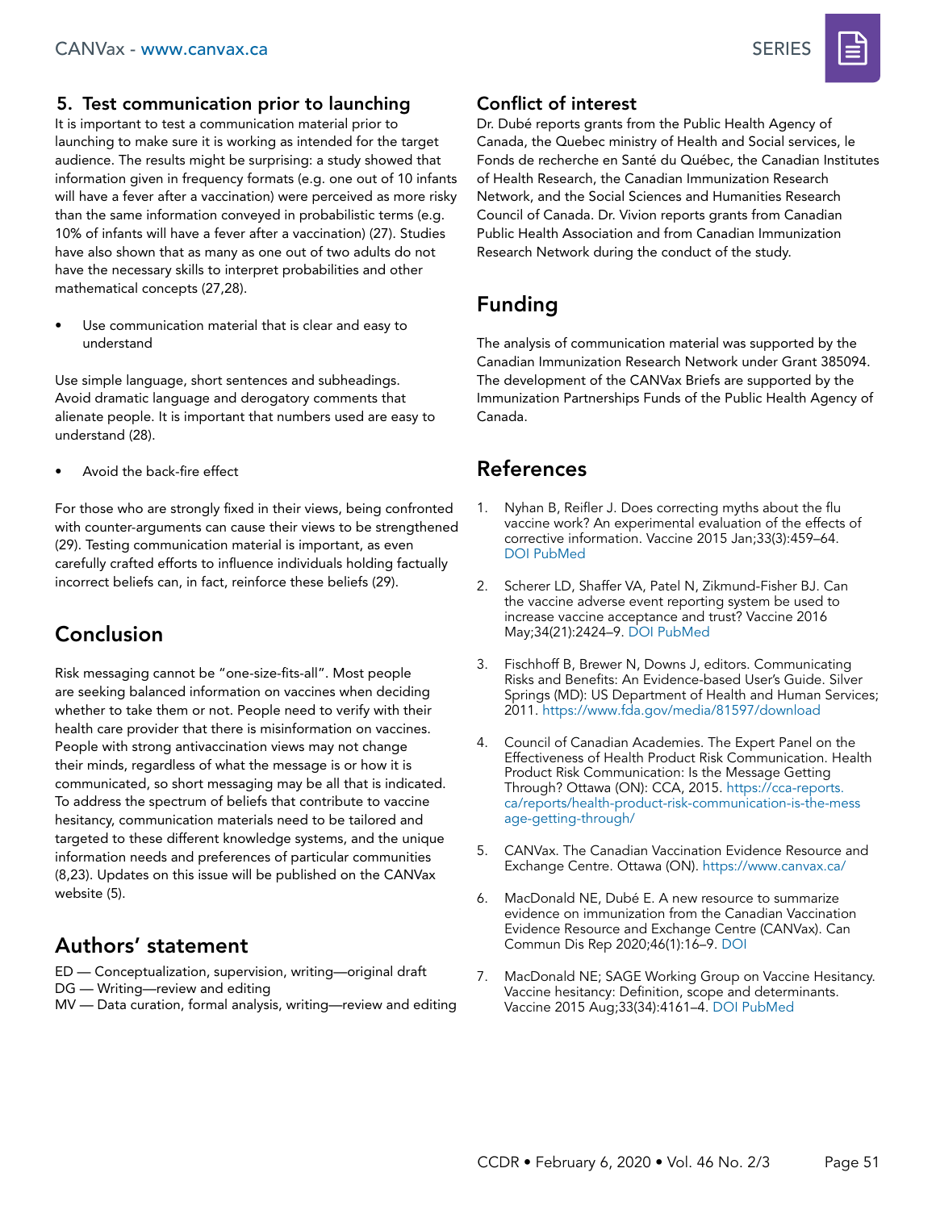### 5. Test communication prior to launching

It is important to test a communication material prior to launching to make sure it is working as intended for the target audience. The results might be surprising: a study showed that information given in frequency formats (e.g. one out of 10 infants will have a fever after a vaccination) were perceived as more risky than the same information conveyed in probabilistic terms (e.g. 10% of infants will have a fever after a vaccination) (27). Studies have also shown that as many as one out of two adults do not have the necessary skills to interpret probabilities and other mathematical concepts (27,28).

- Use communication material that is clear and easy to understand

Use simple language, short sentences and subheadings. Avoid dramatic language and derogatory comments that alienate people. It is important that numbers used are easy to understand (28).

- Avoid the back-fire effect

For those who are strongly fixed in their views, being confronted with counter-arguments can cause their views to be strengthened (29). Testing communication material is important, as even carefully crafted efforts to influence individuals holding factually incorrect beliefs can, in fact, reinforce these beliefs (29).

## Conclusion

Risk messaging cannot be "one-size-fits-all". Most people are seeking balanced information on vaccines when deciding whether to take them or not. People need to verify with their health care provider that there is misinformation on vaccines. People with strong antivaccination views may not change their minds, regardless of what the message is or how it is communicated, so short messaging may be all that is indicated. To address the spectrum of beliefs that contribute to vaccine hesitancy, communication materials need to be tailored and targeted to these different knowledge systems, and the unique information needs and preferences of particular communities (8,23). Updates on this issue will be published on the CANVax website (5).

## Authors' statement

ED — Conceptualization, supervision, writing—original draft
DG — Writing—review and editing
MV — Data curation, formal analysis, writing—review and editing

## Conflict of interest

Dr. Dubé reports grants from the Public Health Agency of Canada, the Quebec ministry of Health and Social services, le Fonds de recherche en Santé du Québec, the Canadian Institutes of Health Research, the Canadian Immunization Research Network, and the Social Sciences and Humanities Research Council of Canada. Dr. Vivion reports grants from Canadian Public Health Association and from Canadian Immunization Research Network during the conduct of the study.

## Funding

The analysis of communication material was supported by the Canadian Immunization Research Network under Grant 385094. The development of the CANVax Briefs are supported by the Immunization Partnerships Funds of the Public Health Agency of Canada.

## References

1. Nyhan B, Reifler J. Does correcting myths about the flu vaccine work? An experimental evaluation of the effects of corrective information. Vaccine 2015 Jan;33(3):459–64. DOI PubMed

2. Scherer LD, Shaffer VA, Patel N, Zikmund-Fisher BJ. Can the vaccine adverse event reporting system be used to increase vaccine acceptance and trust? Vaccine 2016 May;34(21):2424–9. DOI PubMed

3. Fischhoff B, Brewer N, Downs J, editors. Communicating Risks and Benefits: An Evidence-based User's Guide. Silver Springs (MD): US Department of Health and Human Services; 2011. https://www.fda.gov/media/81597/download

4. Council of Canadian Academies. The Expert Panel on the Effectiveness of Health Product Risk Communication. Health Product Risk Communication: Is the Message Getting Through? Ottawa (ON): CCA, 2015. https://cca-reports.ca/reports/health-product-risk-communication-is-the-message-getting-through/

5. CANVax. The Canadian Vaccination Evidence Resource and Exchange Centre. Ottawa (ON). https://www.canvax.ca/

6. MacDonald NE, Dubé E. A new resource to summarize evidence on immunization from the Canadian Vaccination Evidence Resource and Exchange Centre (CANVax). Can Commun Dis Rep 2020;46(1):16–9. DOI

7. MacDonald NE; SAGE Working Group on Vaccine Hesitancy. Vaccine hesitancy: Definition, scope and determinants. Vaccine 2015 Aug;33(34):4161–4. DOI PubMed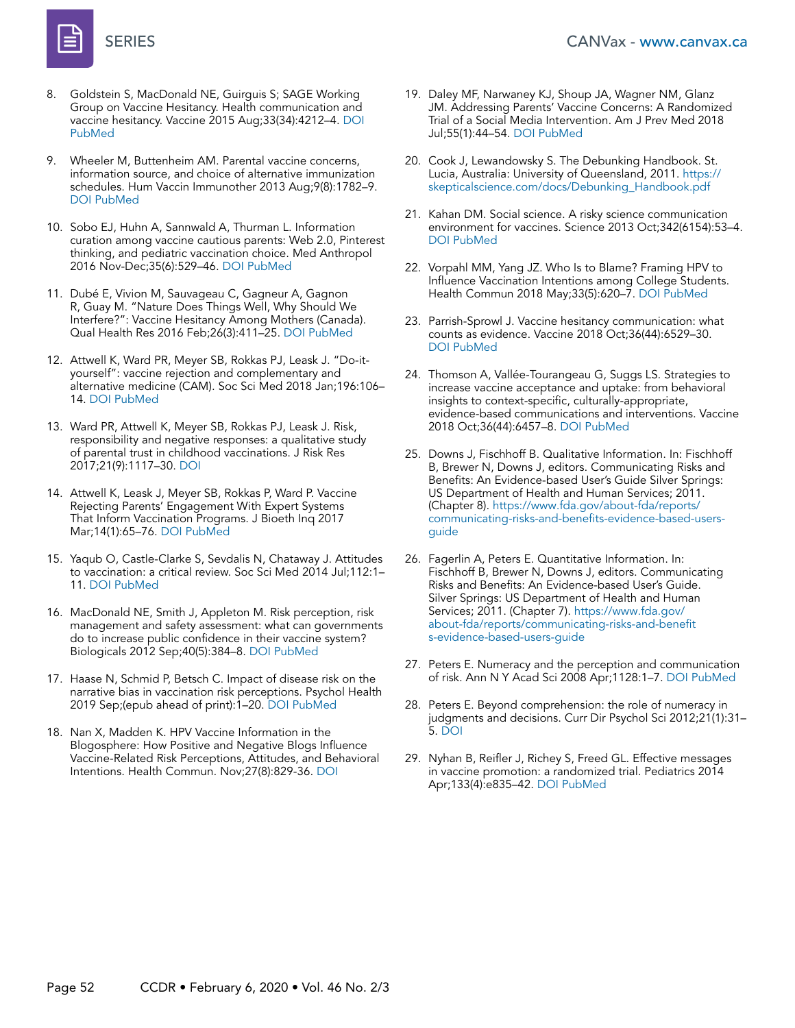8. Goldstein S, MacDonald NE, Guirguis S; SAGE Working Group on Vaccine Hesitancy. Health communication and vaccine hesitancy. Vaccine 2015 Aug;33(34):4212–4. DOI PubMed

9. Wheeler M, Buttenheim AM. Parental vaccine concerns, information source, and choice of alternative immunization schedules. Hum Vaccin Immunother 2013 Aug;9(8):1782–9. DOI PubMed

10. Sobo EJ, Huhn A, Sannwald A, Thurman L. Information curation among vaccine cautious parents: Web 2.0, Pinterest thinking, and pediatric vaccination choice. Med Anthropol 2016 Nov-Dec;35(6):529–46. DOI PubMed

11. Dubé E, Vivion M, Sauvageau C, Gagneur A, Gagnon R, Guay M. "Nature Does Things Well, Why Should We Interfere?": Vaccine Hesitancy Among Mothers (Canada). Qual Health Res 2016 Feb;26(3):411–25. DOI PubMed

12. Attwell K, Ward PR, Meyer SB, Rokkas PJ, Leask J. "Do-it-yourself": vaccine rejection and complementary and alternative medicine (CAM). Soc Sci Med 2018 Jan;196:106–14. DOI PubMed

13. Ward PR, Attwell K, Meyer SB, Rokkas PJ, Leask J. Risk, responsibility and negative responses: a qualitative study of parental trust in childhood vaccinations. J Risk Res 2017;21(9):1117–30. DOI

14. Attwell K, Leask J, Meyer SB, Rokkas P, Ward P. Vaccine Rejecting Parents' Engagement With Expert Systems That Inform Vaccination Programs. J Bioeth Inq 2017 Mar;14(1):65–76. DOI PubMed

15. Yaqub O, Castle-Clarke S, Sevdalis N, Chataway J. Attitudes to vaccination: a critical review. Soc Sci Med 2014 Jul;112:1–11. DOI PubMed

16. MacDonald NE, Smith J, Appleton M. Risk perception, risk management and safety assessment: what can governments do to increase public confidence in their vaccine system? Biologicals 2012 Sep;40(5):384–8. DOI PubMed

17. Haase N, Schmid P, Betsch C. Impact of disease risk on the narrative bias in vaccination risk perceptions. Psychol Health 2019 Sep;(epub ahead of print):1–20. DOI PubMed

18. Nan X, Madden K. HPV Vaccine Information in the Blogosphere: How Positive and Negative Blogs Influence Vaccine-Related Risk Perceptions, Attitudes, and Behavioral Intentions. Health Commun. Nov;27(8):829-36. DOI

19. Daley MF, Narwaney KJ, Shoup JA, Wagner NM, Glanz JM. Addressing Parents' Vaccine Concerns: A Randomized Trial of a Social Media Intervention. Am J Prev Med 2018 Jul;55(1):44–54. DOI PubMed

20. Cook J, Lewandowsky S. The Debunking Handbook. St. Lucia, Australia: University of Queensland, 2011. https://skepticalscience.com/docs/Debunking_Handbook.pdf

21. Kahan DM. Social science. A risky science communication environment for vaccines. Science 2013 Oct;342(6154):53–4. DOI PubMed

22. Vorpahl MM, Yang JZ. Who Is to Blame? Framing HPV to Influence Vaccination Intentions among College Students. Health Commun 2018 May;33(5):620–7. DOI PubMed

23. Parrish-Sprowl J. Vaccine hesitancy communication: what counts as evidence. Vaccine 2018 Oct;36(44):6529–30. DOI PubMed

24. Thomson A, Vallée-Tourangeau G, Suggs LS. Strategies to increase vaccine acceptance and uptake: from behavioral insights to context-specific, culturally-appropriate, evidence-based communications and interventions. Vaccine 2018 Oct;36(44):6457–8. DOI PubMed

25. Downs J, Fischhoff B. Qualitative Information. In: Fischhoff B, Brewer N, Downs J, editors. Communicating Risks and Benefits: An Evidence-based User's Guide Silver Springs: US Department of Health and Human Services; 2011. (Chapter 8). https://www.fda.gov/about-fda/reports/communicating-risks-and-benefits-evidence-based-users-guide

26. Fagerlin A, Peters E. Quantitative Information. In: Fischhoff B, Brewer N, Downs J, editors. Communicating Risks and Benefits: An Evidence-based User's Guide. Silver Springs: US Department of Health and Human Services; 2011. (Chapter 7). https://www.fda.gov/about-fda/reports/communicating-risks-and-benefits-evidence-based-users-guide

27. Peters E. Numeracy and the perception and communication of risk. Ann N Y Acad Sci 2008 Apr;1128:1–7. DOI PubMed

28. Peters E. Beyond comprehension: the role of numeracy in judgments and decisions. Curr Dir Psychol Sci 2012;21(1):31–5. DOI

29. Nyhan B, Reifler J, Richey S, Freed GL. Effective messages in vaccine promotion: a randomized trial. Pediatrics 2014 Apr;133(4):e835–42. DOI PubMed